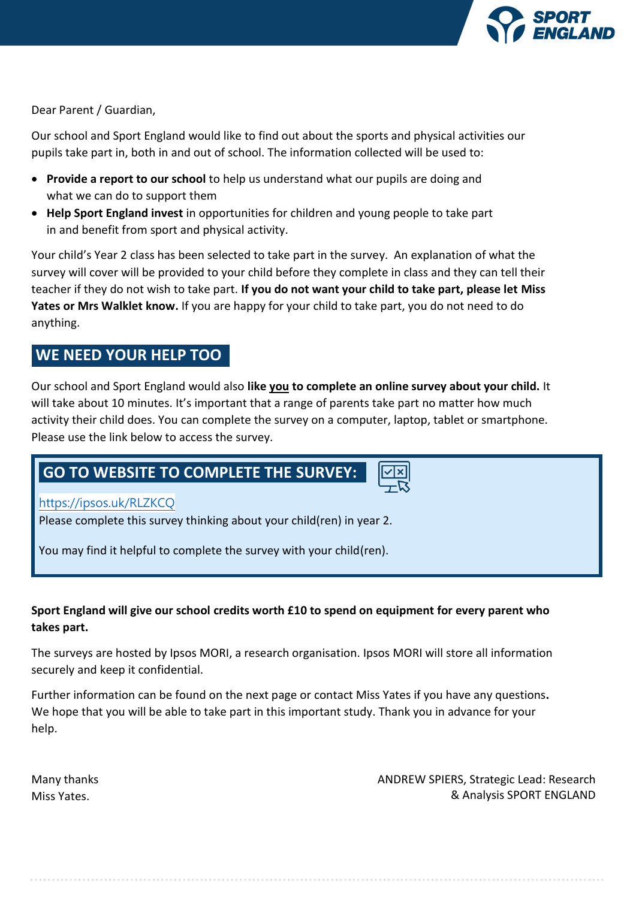Dear Parent / Guardian,

Our school and Sport England would like to find out about the sports and physical activities our pupils take part in, both in and out of school. The information collected will be used to:

- **Provide a report to our school** to help us understand what our pupils are doing and what we can do to support them
- **Help Sport England invest** in opportunities for children and young people to take part in and benefit from sport and physical activity.

Your child's Year 2 class has been selected to take part in the survey. An explanation of what the survey will cover will be provided to your child before they complete in class and they can tell their teacher if they do not wish to take part. **If you do not want your child to take part, please let Miss Yates or Mrs Walklet know.** If you are happy for your child to take part, you do not need to do anything.

## WE NEED YOUR HELP TOO

Our school and Sport England would also **like <u>you</u> to complete an online survey about your child.** It will take about 10 minutes. It's important that a range of parents take part no matter how much activity their child does. You can complete the survey on a computer, laptop, tablet or smartphone. Please use the link below to access the survey.

## GO TO WEBSITE TO COMPLETE THE SURVEY:

https://ipsos.uk/RLZKCQ

Please complete this survey thinking about your child(ren) in year 2.

You may find it helpful to complete the survey with your child(ren).

**Sport England will give our school credits worth £10 to spend on equipment for every parent who takes part.**

The surveys are hosted by Ipsos MORI, a research organisation. Ipsos MORI will store all information securely and keep it confidential.

Further information can be found on the next page or contact Miss Yates if you have any questions**.** We hope that you will be able to take part in this important study. Thank you in advance for your help.

Many thanks
Miss Yates.

ANDREW SPIERS, Strategic Lead: Research & Analysis SPORT ENGLAND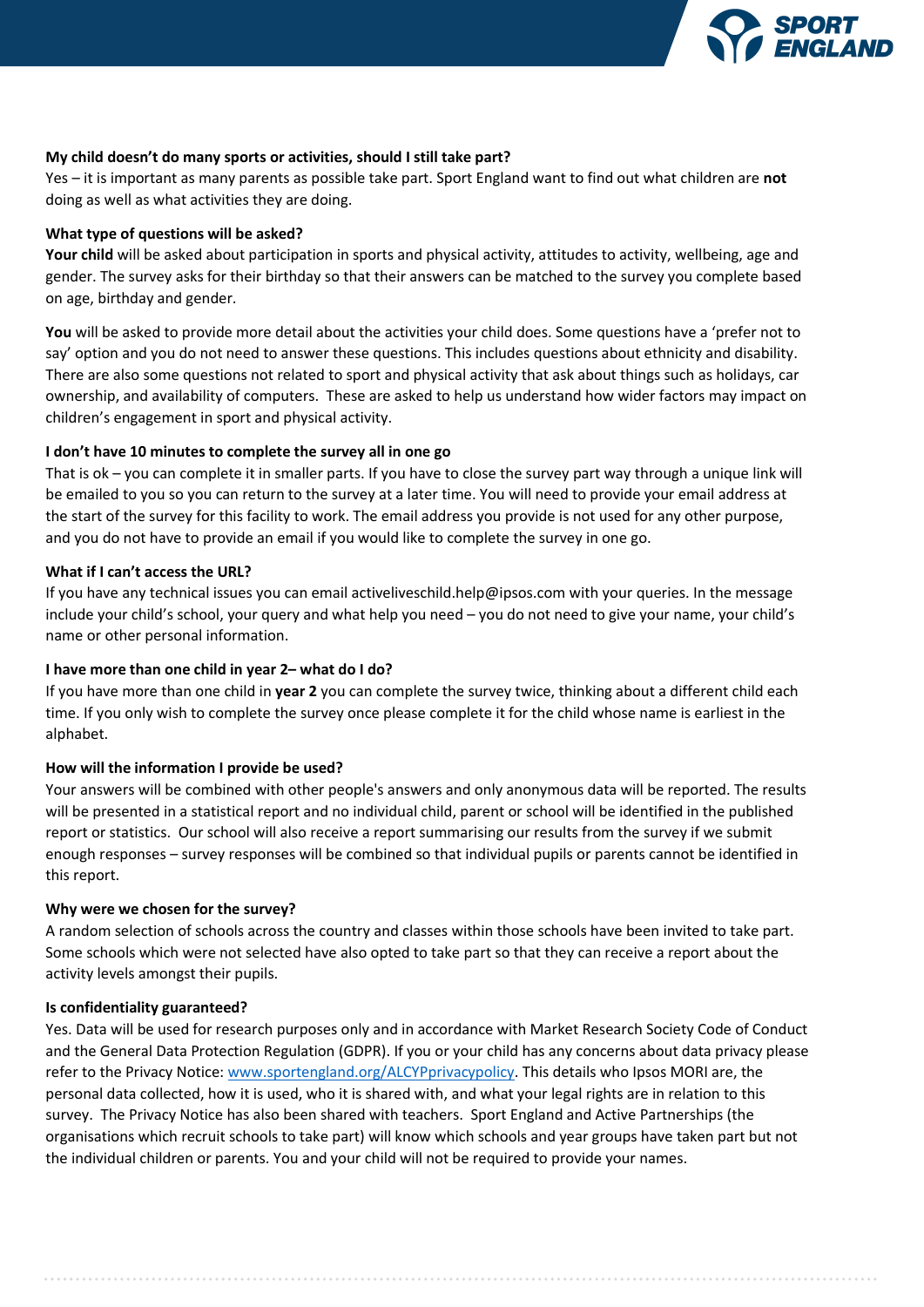**My child doesn't do many sports or activities, should I still take part?**

Yes – it is important as many parents as possible take part. Sport England want to find out what children are **not** doing as well as what activities they are doing.

**What type of questions will be asked?**

**Your child** will be asked about participation in sports and physical activity, attitudes to activity, wellbeing, age and gender. The survey asks for their birthday so that their answers can be matched to the survey you complete based on age, birthday and gender.

**You** will be asked to provide more detail about the activities your child does. Some questions have a 'prefer not to say' option and you do not need to answer these questions. This includes questions about ethnicity and disability. There are also some questions not related to sport and physical activity that ask about things such as holidays, car ownership, and availability of computers. These are asked to help us understand how wider factors may impact on children's engagement in sport and physical activity.

**I don't have 10 minutes to complete the survey all in one go**

That is ok – you can complete it in smaller parts. If you have to close the survey part way through a unique link will be emailed to you so you can return to the survey at a later time. You will need to provide your email address at the start of the survey for this facility to work. The email address you provide is not used for any other purpose, and you do not have to provide an email if you would like to complete the survey in one go.

**What if I can't access the URL?**

If you have any technical issues you can email activeliveschild.help@ipsos.com with your queries. In the message include your child's school, your query and what help you need – you do not need to give your name, your child's name or other personal information.

**I have more than one child in year 2– what do I do?**

If you have more than one child in **year 2** you can complete the survey twice, thinking about a different child each time. If you only wish to complete the survey once please complete it for the child whose name is earliest in the alphabet.

**How will the information I provide be used?**

Your answers will be combined with other people's answers and only anonymous data will be reported. The results will be presented in a statistical report and no individual child, parent or school will be identified in the published report or statistics. Our school will also receive a report summarising our results from the survey if we submit enough responses – survey responses will be combined so that individual pupils or parents cannot be identified in this report.

**Why were we chosen for the survey?**

A random selection of schools across the country and classes within those schools have been invited to take part. Some schools which were not selected have also opted to take part so that they can receive a report about the activity levels amongst their pupils.

**Is confidentiality guaranteed?**

Yes. Data will be used for research purposes only and in accordance with Market Research Society Code of Conduct and the General Data Protection Regulation (GDPR). If you or your child has any concerns about data privacy please refer to the Privacy Notice: [www.sportengland.org/ALCYPprivacypolicy](www.sportengland.org/ALCYPprivacypolicy). This details who Ipsos MORI are, the personal data collected, how it is used, who it is shared with, and what your legal rights are in relation to this survey. The Privacy Notice has also been shared with teachers. Sport England and Active Partnerships (the organisations which recruit schools to take part) will know which schools and year groups have taken part but not the individual children or parents. You and your child will not be required to provide your names.